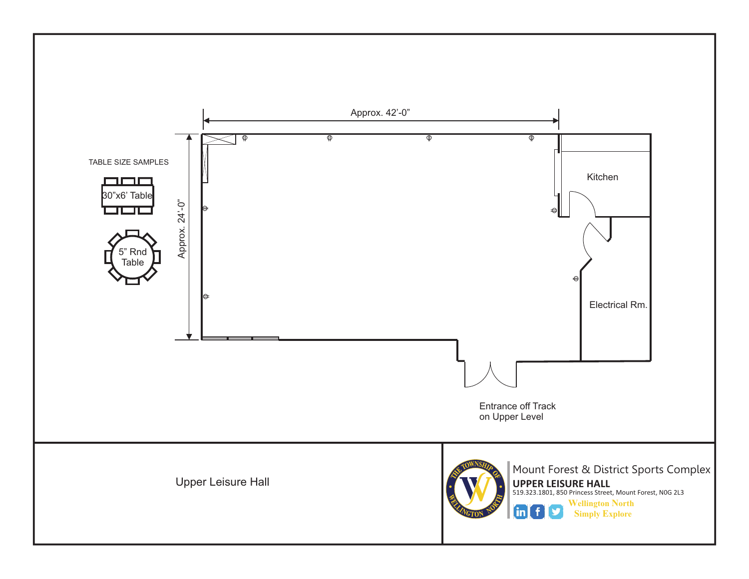TABLE SIZE SAMPLES

30"x6' Table

5" Rnd Table

Approx. 42'-0"

Approx. 24'-0"

Kitchen

Electrical Rm.

Entrance off Track on Upper Level

Upper Leisure Hall

Mount Forest & District Sports Complex

**UPPER LEISURE HALL**

519.323.1801, 850 Princess Street, Mount Forest, N0G 2L3

Wellington North
Simply Explore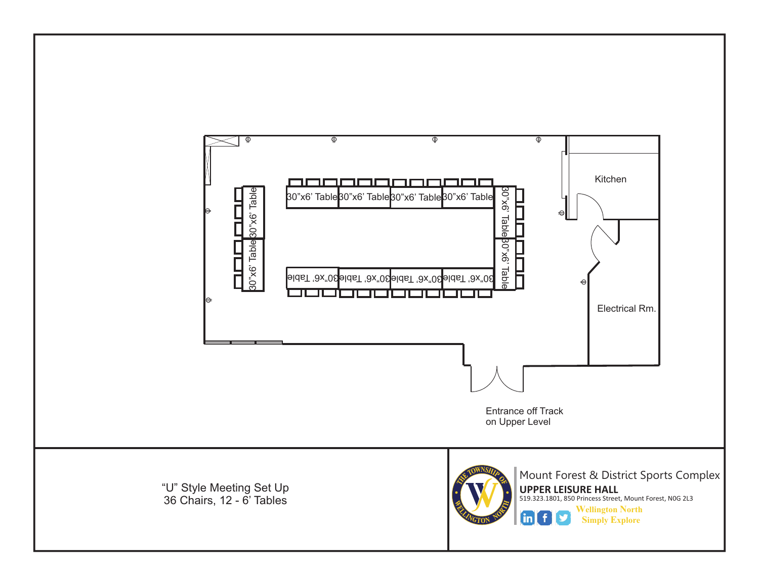30"x6' Table 30"x6' Table 30"x6' Table 30"x6' Table

30"x6' Table 30"x6' Table

30"x6' Table 30"x6' Table

30"x6' Table 30"x6' Table 30"x6' Table 30"x6' Table

Kitchen

Electrical Rm.

Entrance off Track
on Upper Level

"U" Style Meeting Set Up
36 Chairs, 12 - 6' Tables

Mount Forest & District Sports Complex

**UPPER LEISURE HALL**

519.323.1801, 850 Princess Street, Mount Forest, N0G 2L3

Wellington North
Simply Explore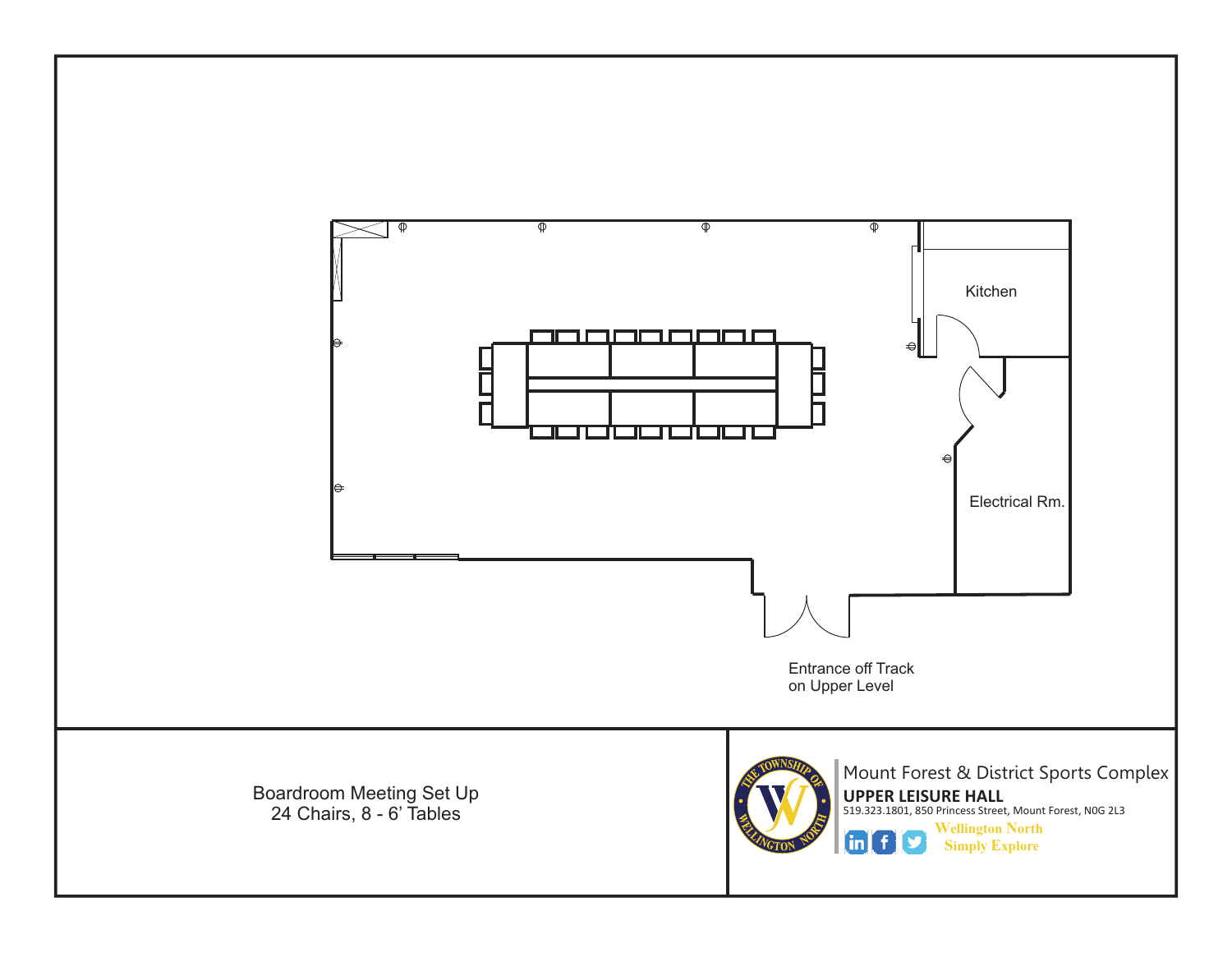Kitchen

Electrical Rm.

Entrance off Track
on Upper Level

Boardroom Meeting Set Up
24 Chairs, 8 - 6’ Tables

Mount Forest & District Sports Complex

**UPPER LEISURE HALL**

519.323.1801, 850 Princess Street, Mount Forest, N0G 2L3

Wellington North
Simply Explore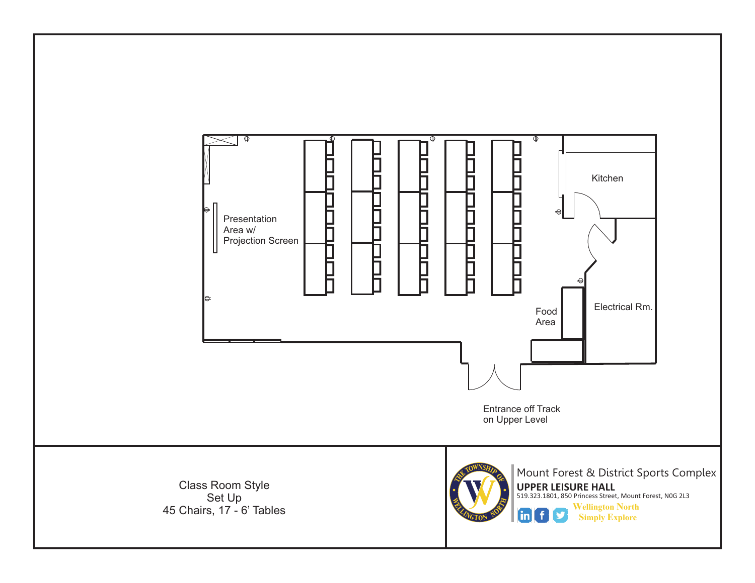Presentation Area w/ Projection Screen

Kitchen

Food Area

Electrical Rm.

Entrance off Track on Upper Level

Class Room Style Set Up
45 Chairs, 17 - 6' Tables

Mount Forest & District Sports Complex

**UPPER LEISURE HALL**

519.323.1801, 850 Princess Street, Mount Forest, N0G 2L3

Wellington North
Simply Explore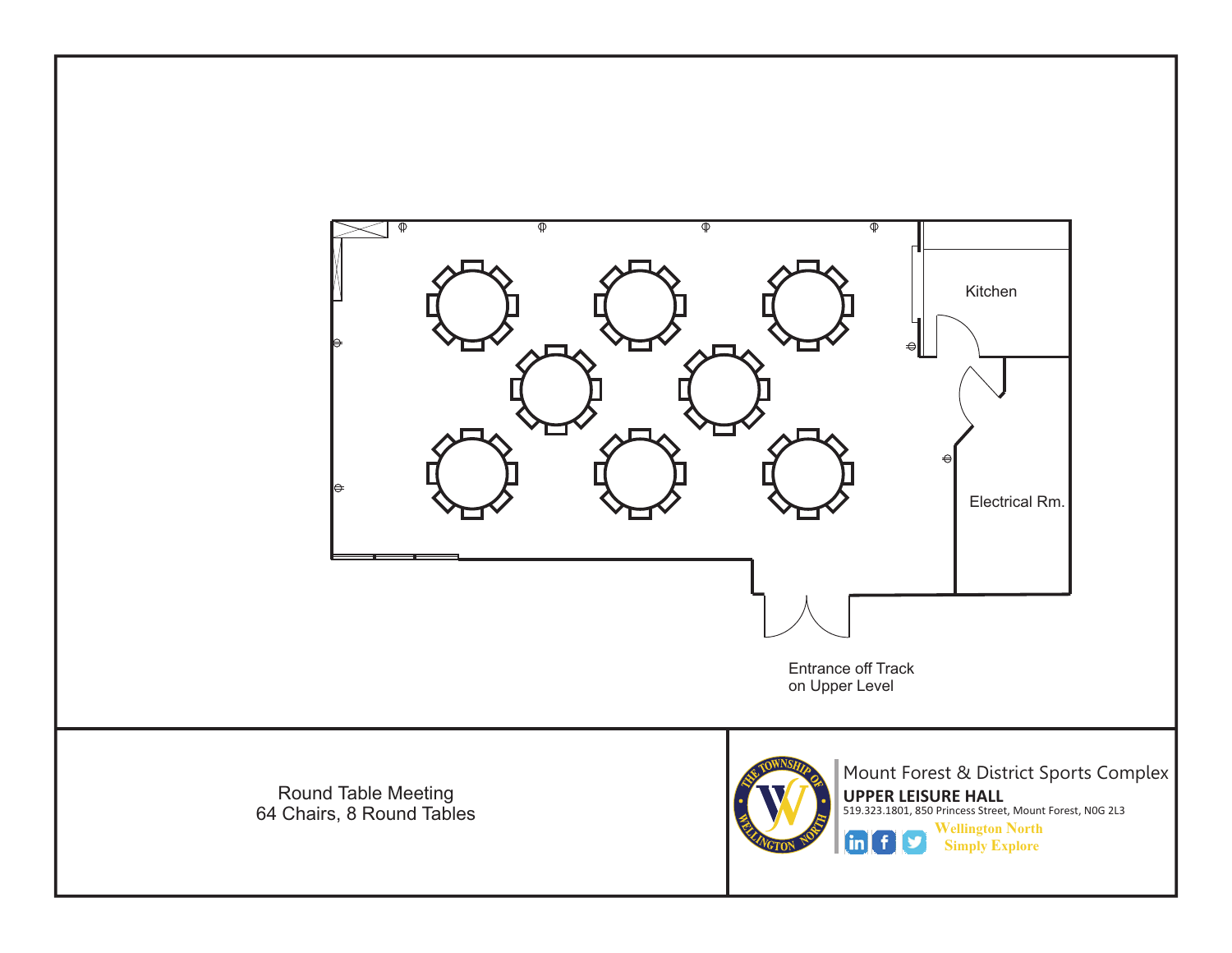Kitchen

Electrical Rm.

Entrance off Track
on Upper Level

Round Table Meeting
64 Chairs, 8 Round Tables

Mount Forest & District Sports Complex

**UPPER LEISURE HALL**

519.323.1801, 850 Princess Street, Mount Forest, N0G 2L3

Wellington North
Simply Explore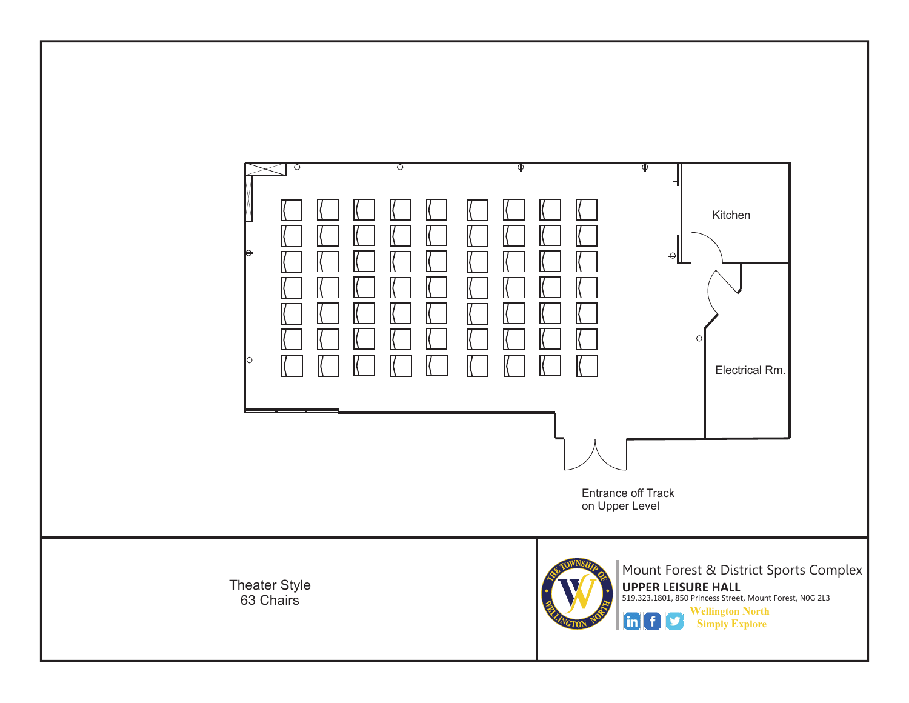Kitchen

Electrical Rm.

Entrance off Track on Upper Level

Theater Style
63 Chairs

Mount Forest & District Sports Complex

**UPPER LEISURE HALL**

519.323.1801, 850 Princess Street, Mount Forest, N0G 2L3

Wellington North
Simply Explore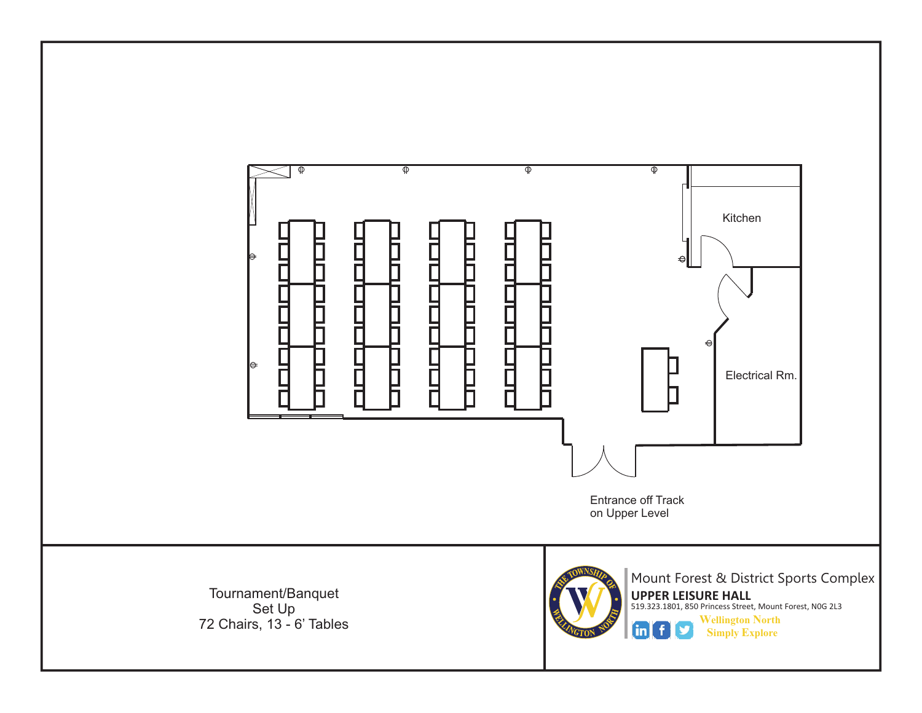Kitchen

Electrical Rm.

Entrance off Track
on Upper Level

Tournament/Banquet
Set Up
72 Chairs, 13 - 6' Tables

Mount Forest & District Sports Complex

**UPPER LEISURE HALL**

519.323.1801, 850 Princess Street, Mount Forest, N0G 2L3

Wellington North
Simply Explore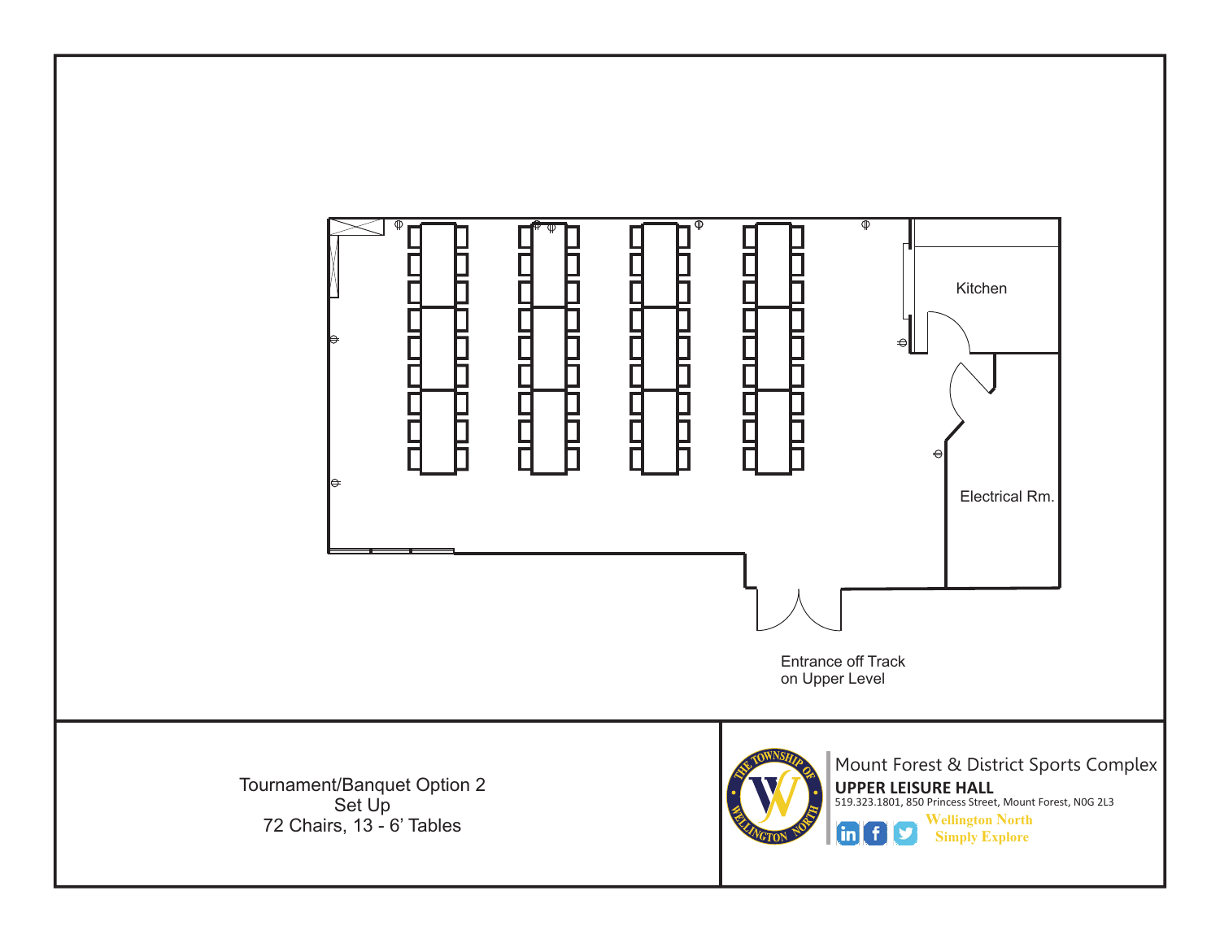Kitchen

Electrical Rm.

Entrance off Track
on Upper Level

Tournament/Banquet Option 2
Set Up
72 Chairs, 13 - 6' Tables

Mount Forest & District Sports Complex

**UPPER LEISURE HALL**

519.323.1801, 850 Princess Street, Mount Forest, N0G 2L3

Wellington North
Simply Explore